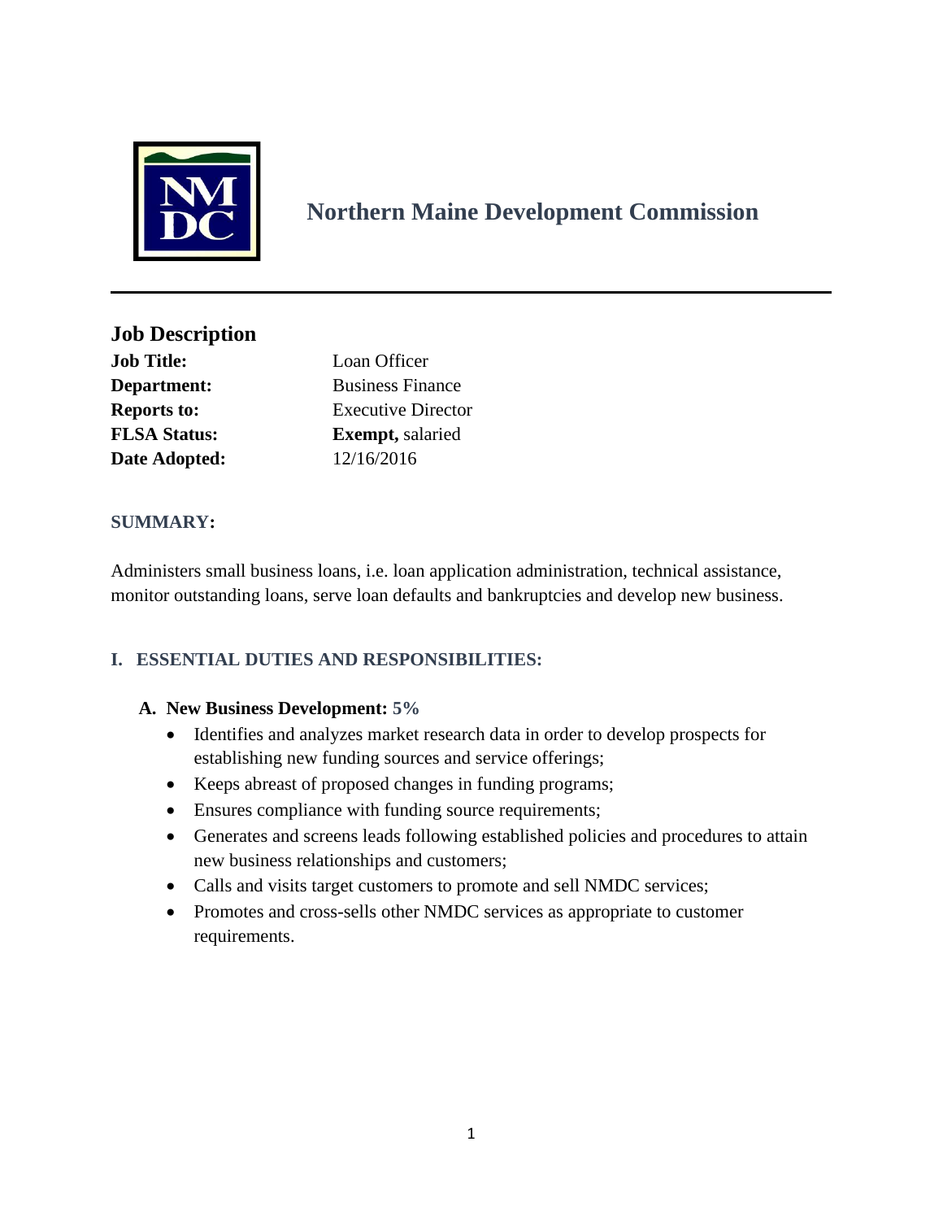# Northern Maine Development Commission

## Job Description

**Job Title:** Loan Officer
**Department:** Business Finance
**Reports to:** Executive Director
**FLSA Status:** **Exempt,** salaried
**Date Adopted:** 12/16/2016

### SUMMARY:

Administers small business loans, i.e. loan application administration, technical assistance, monitor outstanding loans, serve loan defaults and bankruptcies and develop new business.

### I. ESSENTIAL DUTIES AND RESPONSIBILITIES:

**A. New Business Development: 5%**

- Identifies and analyzes market research data in order to develop prospects for establishing new funding sources and service offerings;
- Keeps abreast of proposed changes in funding programs;
- Ensures compliance with funding source requirements;
- Generates and screens leads following established policies and procedures to attain new business relationships and customers;
- Calls and visits target customers to promote and sell NMDC services;
- Promotes and cross-sells other NMDC services as appropriate to customer requirements.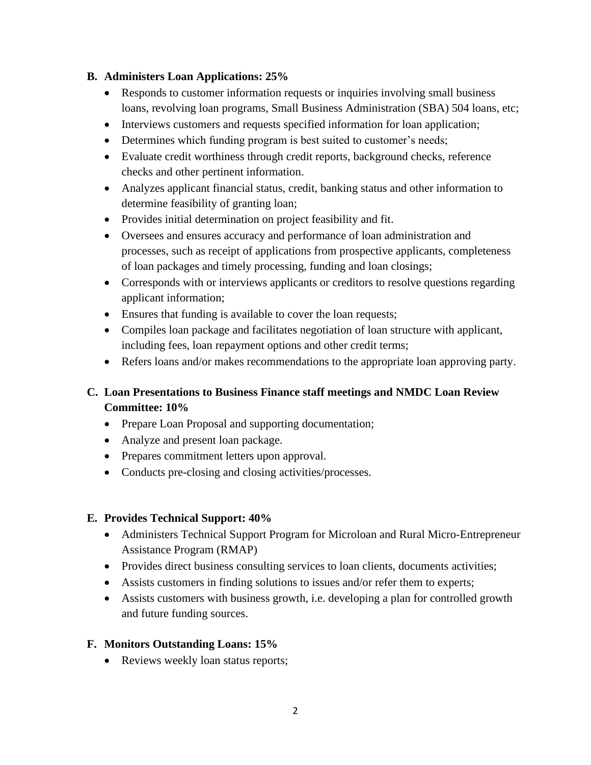## B. Administers Loan Applications: 25%

- Responds to customer information requests or inquiries involving small business loans, revolving loan programs, Small Business Administration (SBA) 504 loans, etc;
- Interviews customers and requests specified information for loan application;
- Determines which funding program is best suited to customer's needs;
- Evaluate credit worthiness through credit reports, background checks, reference checks and other pertinent information.
- Analyzes applicant financial status, credit, banking status and other information to determine feasibility of granting loan;
- Provides initial determination on project feasibility and fit.
- Oversees and ensures accuracy and performance of loan administration and processes, such as receipt of applications from prospective applicants, completeness of loan packages and timely processing, funding and loan closings;
- Corresponds with or interviews applicants or creditors to resolve questions regarding applicant information;
- Ensures that funding is available to cover the loan requests;
- Compiles loan package and facilitates negotiation of loan structure with applicant, including fees, loan repayment options and other credit terms;
- Refers loans and/or makes recommendations to the appropriate loan approving party.

## C. Loan Presentations to Business Finance staff meetings and NMDC Loan Review Committee: 10%

- Prepare Loan Proposal and supporting documentation;
- Analyze and present loan package.
- Prepares commitment letters upon approval.
- Conducts pre-closing and closing activities/processes.

## E. Provides Technical Support: 40%

- Administers Technical Support Program for Microloan and Rural Micro-Entrepreneur Assistance Program (RMAP)
- Provides direct business consulting services to loan clients, documents activities;
- Assists customers in finding solutions to issues and/or refer them to experts;
- Assists customers with business growth, i.e. developing a plan for controlled growth and future funding sources.

## F. Monitors Outstanding Loans: 15%

- Reviews weekly loan status reports;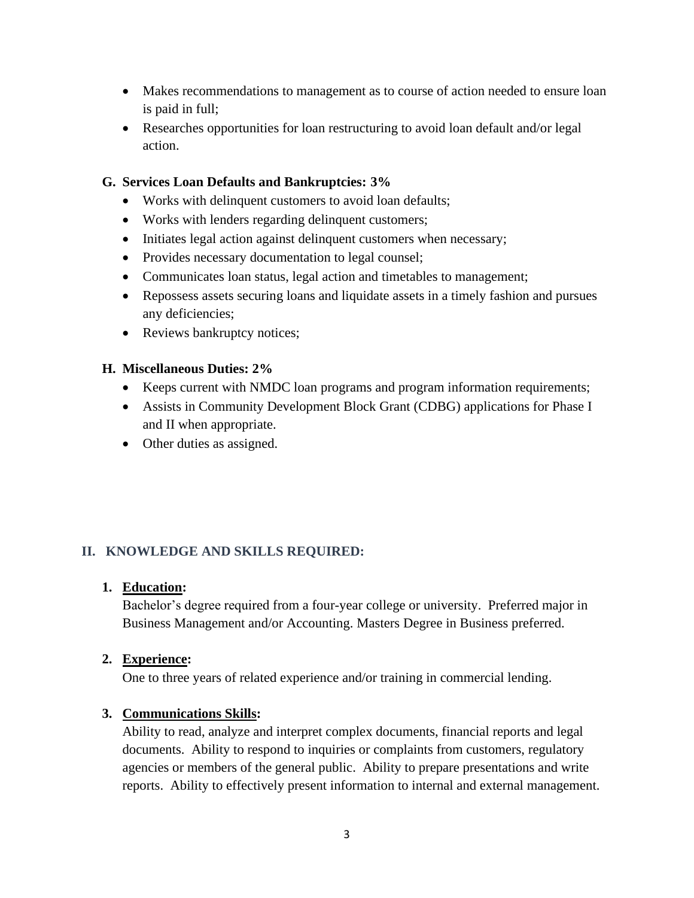- Makes recommendations to management as to course of action needed to ensure loan is paid in full;
- Researches opportunities for loan restructuring to avoid loan default and/or legal action.

**G. Services Loan Defaults and Bankruptcies: 3%**

- Works with delinquent customers to avoid loan defaults;
- Works with lenders regarding delinquent customers;
- Initiates legal action against delinquent customers when necessary;
- Provides necessary documentation to legal counsel;
- Communicates loan status, legal action and timetables to management;
- Repossess assets securing loans and liquidate assets in a timely fashion and pursues any deficiencies;
- Reviews bankruptcy notices;

**H. Miscellaneous Duties: 2%**

- Keeps current with NMDC loan programs and program information requirements;
- Assists in Community Development Block Grant (CDBG) applications for Phase I and II when appropriate.
- Other duties as assigned.

## II. KNOWLEDGE AND SKILLS REQUIRED:

1. **Education:**
   Bachelor's degree required from a four-year college or university. Preferred major in Business Management and/or Accounting. Masters Degree in Business preferred.

2. **Experience:**
   One to three years of related experience and/or training in commercial lending.

3. **Communications Skills:**
   Ability to read, analyze and interpret complex documents, financial reports and legal documents. Ability to respond to inquiries or complaints from customers, regulatory agencies or members of the general public. Ability to prepare presentations and write reports. Ability to effectively present information to internal and external management.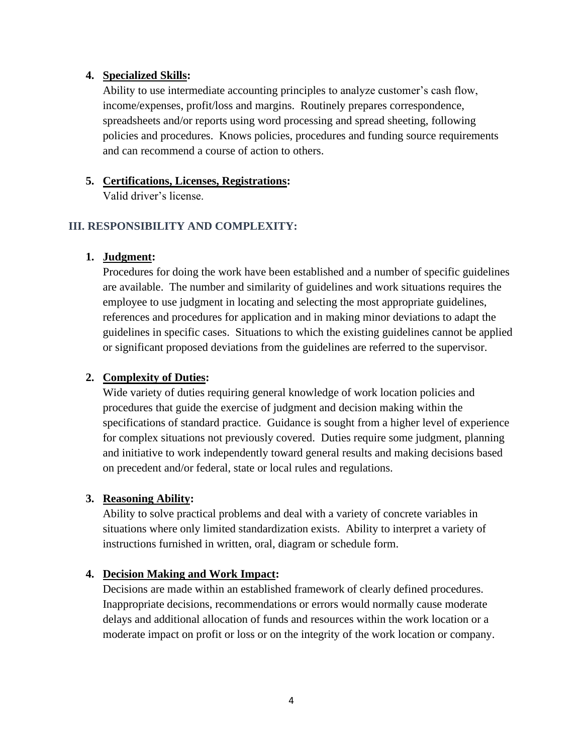4. **<u>Specialized Skills</u>:**
   Ability to use intermediate accounting principles to analyze customer's cash flow, income/expenses, profit/loss and margins. Routinely prepares correspondence, spreadsheets and/or reports using word processing and spread sheeting, following policies and procedures. Knows policies, procedures and funding source requirements and can recommend a course of action to others.

5. **<u>Certifications, Licenses, Registrations</u>:**
   Valid driver's license.

## III. RESPONSIBILITY AND COMPLEXITY:

1. **<u>Judgment</u>:**
   Procedures for doing the work have been established and a number of specific guidelines are available. The number and similarity of guidelines and work situations requires the employee to use judgment in locating and selecting the most appropriate guidelines, references and procedures for application and in making minor deviations to adapt the guidelines in specific cases. Situations to which the existing guidelines cannot be applied or significant proposed deviations from the guidelines are referred to the supervisor.

2. **<u>Complexity of Duties</u>:**
   Wide variety of duties requiring general knowledge of work location policies and procedures that guide the exercise of judgment and decision making within the specifications of standard practice. Guidance is sought from a higher level of experience for complex situations not previously covered. Duties require some judgment, planning and initiative to work independently toward general results and making decisions based on precedent and/or federal, state or local rules and regulations.

3. **<u>Reasoning Ability</u>:**
   Ability to solve practical problems and deal with a variety of concrete variables in situations where only limited standardization exists. Ability to interpret a variety of instructions furnished in written, oral, diagram or schedule form.

4. **<u>Decision Making and Work Impact</u>:**
   Decisions are made within an established framework of clearly defined procedures. Inappropriate decisions, recommendations or errors would normally cause moderate delays and additional allocation of funds and resources within the work location or a moderate impact on profit or loss or on the integrity of the work location or company.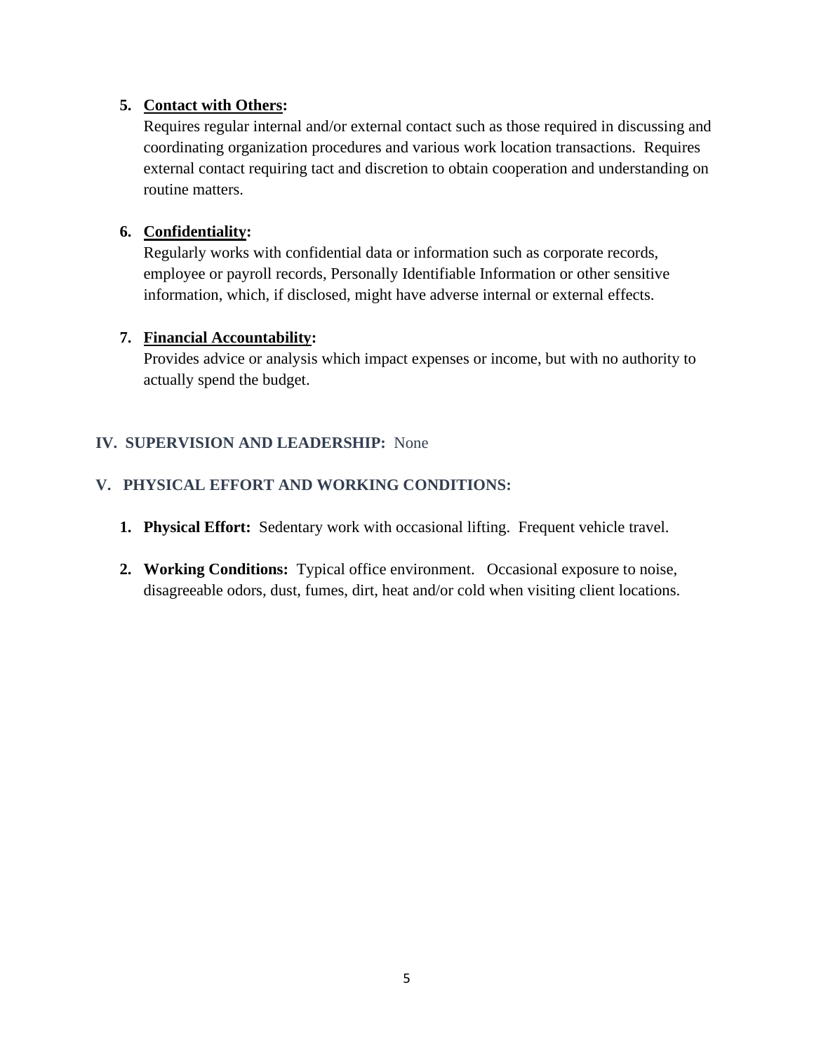5. **Contact with Others:**
   Requires regular internal and/or external contact such as those required in discussing and coordinating organization procedures and various work location transactions. Requires external contact requiring tact and discretion to obtain cooperation and understanding on routine matters.

6. **Confidentiality:**
   Regularly works with confidential data or information such as corporate records, employee or payroll records, Personally Identifiable Information or other sensitive information, which, if disclosed, might have adverse internal or external effects.

7. **Financial Accountability:**
   Provides advice or analysis which impact expenses or income, but with no authority to actually spend the budget.

## IV. SUPERVISION AND LEADERSHIP: None

## V. PHYSICAL EFFORT AND WORKING CONDITIONS:

1. **Physical Effort:** Sedentary work with occasional lifting. Frequent vehicle travel.

2. **Working Conditions:** Typical office environment. Occasional exposure to noise, disagreeable odors, dust, fumes, dirt, heat and/or cold when visiting client locations.